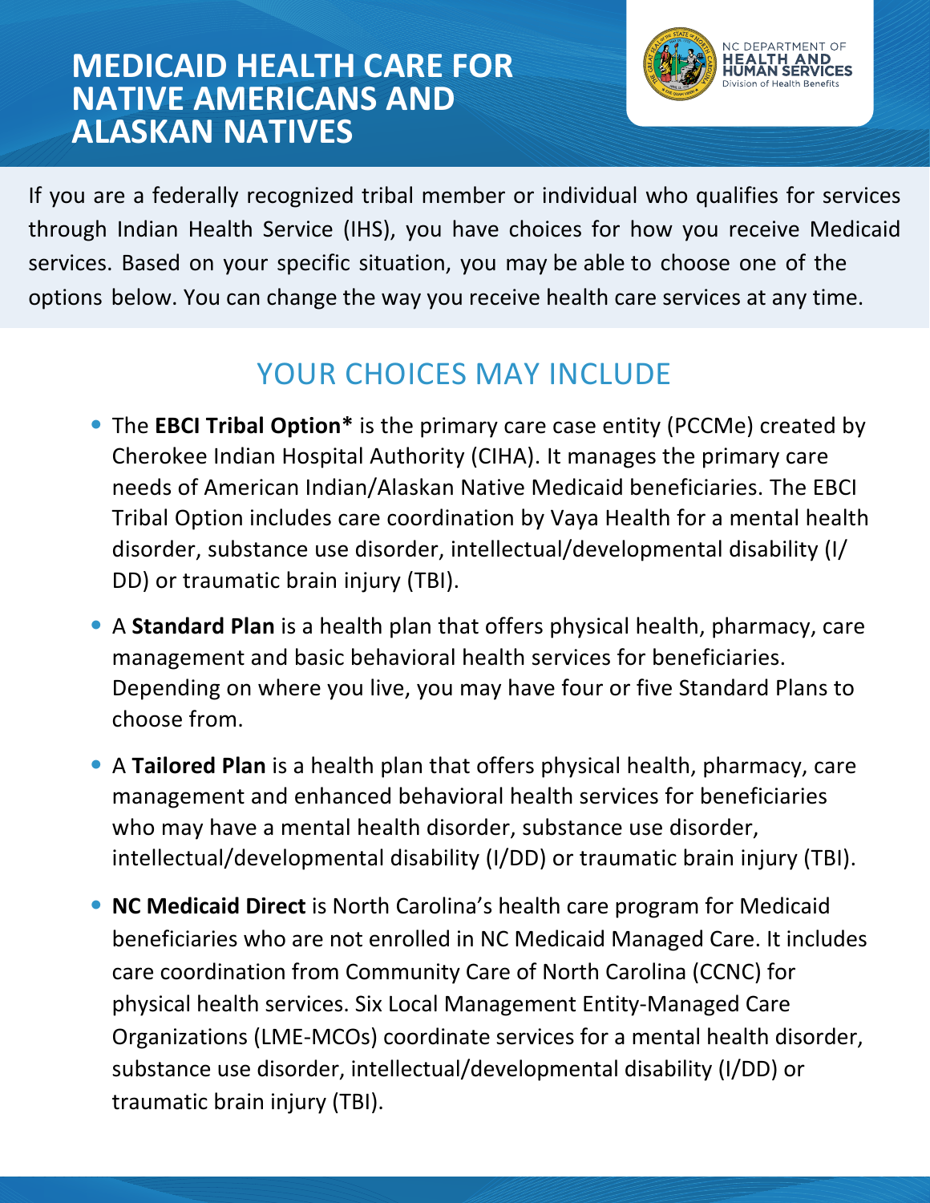# MEDICAID HEALTH CARE FOR NATIVE AMERICANS AND ALASKAN NATIVES

NC DEPARTMENT OF HEALTH AND HUMAN SERVICES
Division of Health Benefits

If you are a federally recognized tribal member or individual who qualifies for services through Indian Health Service (IHS), you have choices for how you receive Medicaid services. Based on your specific situation, you may be able to choose one of the options below. You can change the way you receive health care services at any time.

## YOUR CHOICES MAY INCLUDE

- The **EBCI Tribal Option*** is the primary care case entity (PCCMe) created by Cherokee Indian Hospital Authority (CIHA). It manages the primary care needs of American Indian/Alaskan Native Medicaid beneficiaries. The EBCI Tribal Option includes care coordination by Vaya Health for a mental health disorder, substance use disorder, intellectual/developmental disability (I/DD) or traumatic brain injury (TBI).
- A **Standard Plan** is a health plan that offers physical health, pharmacy, care management and basic behavioral health services for beneficiaries. Depending on where you live, you may have four or five Standard Plans to choose from.
- A **Tailored Plan** is a health plan that offers physical health, pharmacy, care management and enhanced behavioral health services for beneficiaries who may have a mental health disorder, substance use disorder, intellectual/developmental disability (I/DD) or traumatic brain injury (TBI).
- **NC Medicaid Direct** is North Carolina's health care program for Medicaid beneficiaries who are not enrolled in NC Medicaid Managed Care. It includes care coordination from Community Care of North Carolina (CCNC) for physical health services. Six Local Management Entity-Managed Care Organizations (LME-MCOs) coordinate services for a mental health disorder, substance use disorder, intellectual/developmental disability (I/DD) or traumatic brain injury (TBI).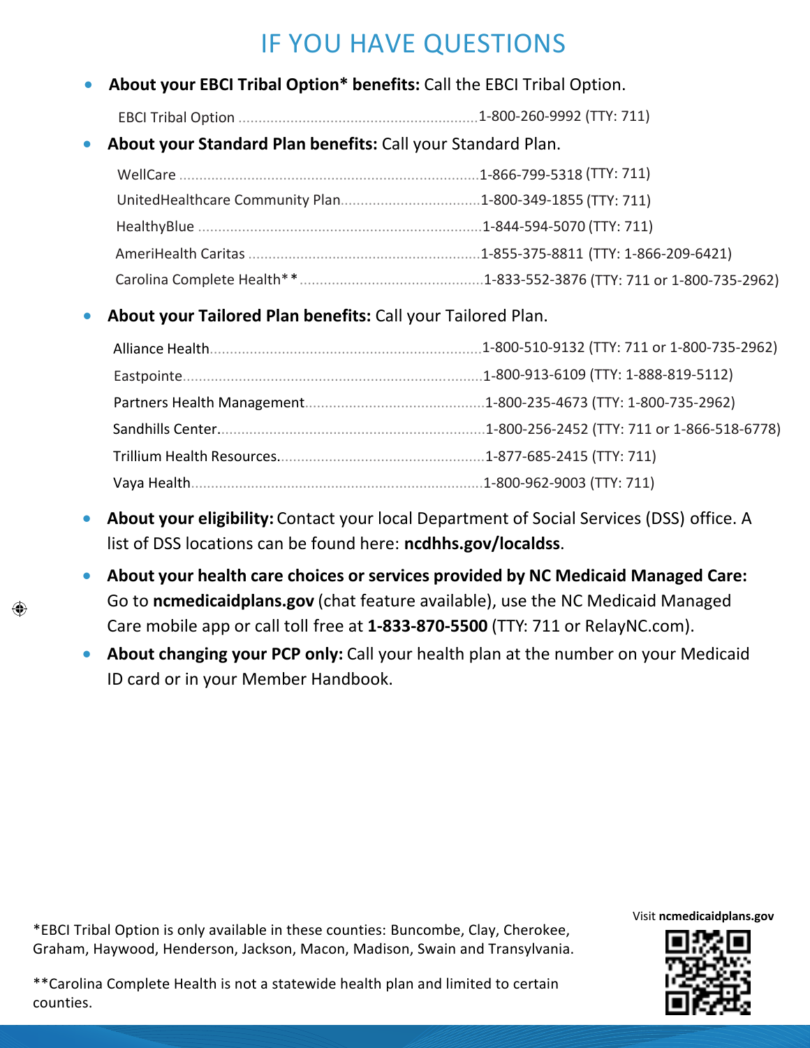# IF YOU HAVE QUESTIONS

- **About your EBCI Tribal Option* benefits:** Call the EBCI Tribal Option.

  EBCI Tribal Option ........................................................... 1-800-260-9992 (TTY: 711)

- **About your Standard Plan benefits:** Call your Standard Plan.

  WellCare ........................................................................... 1-866-799-5318 (TTY: 711)

  UnitedHealthcare Community Plan.................................. 1-800-349-1855 (TTY: 711)

  HealthyBlue ........................................................................ 1-844-594-5070 (TTY: 711)

  AmeriHealth Caritas .......................................................... 1-855-375-8811 (TTY: 1-866-209-6421)

  Carolina Complete Health** ............................................. 1-833-552-3876 (TTY: 711 or 1-800-735-2962)

- **About your Tailored Plan benefits:** Call your Tailored Plan.

  Alliance Health.................................................................... 1-800-510-9132 (TTY: 711 or 1-800-735-2962)

  Eastpointe........................................................................... 1-800-913-6109 (TTY: 1-888-819-5112)

  Partners Health Management............................................. 1-800-235-4673 (TTY: 1-800-735-2962)

  Sandhills Center.................................................................. 1-800-256-2452 (TTY: 711 or 1-866-518-6778)

  Trillium Health Resources.................................................... 1-877-685-2415 (TTY: 711)

  Vaya Health......................................................................... 1-800-962-9003 (TTY: 711)

- **About your eligibility:** Contact your local Department of Social Services (DSS) office. A list of DSS locations can be found here: **ncdhhs.gov/localdss**.
- **About your health care choices or services provided by NC Medicaid Managed Care:** Go to **ncmedicaidplans.gov** (chat feature available), use the NC Medicaid Managed Care mobile app or call toll free at **1-833-870-5500** (TTY: 711 or RelayNC.com).
- **About changing your PCP only:** Call your health plan at the number on your Medicaid ID card or in your Member Handbook.

*EBCI Tribal Option is only available in these counties: Buncombe, Clay, Cherokee, Graham, Haywood, Henderson, Jackson, Macon, Madison, Swain and Transylvania.

**Carolina Complete Health is not a statewide health plan and limited to certain counties.

Visit **ncmedicaidplans.gov**